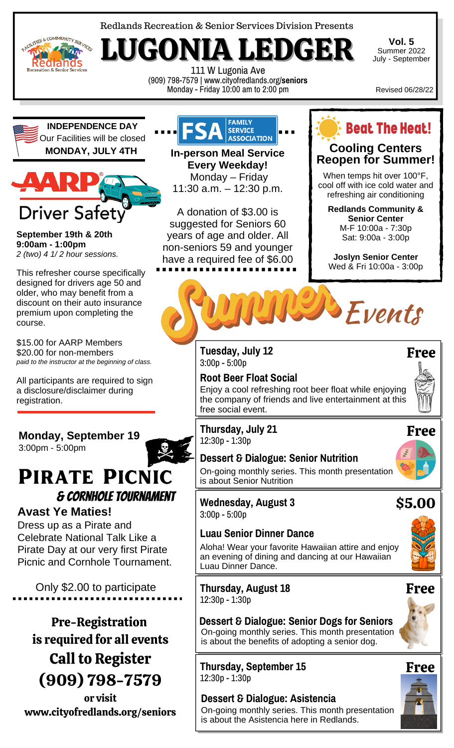Redlands Recreation & Senior Services Division Presents

# LUGONIA LEDGER

**Vol. 5**
Summer 2022
July - September

111 W Lugonia Ave
(909) 798-7579 | www.cityofredlands.org/**seniors**
Monday - Friday 10:00 am to 2:00 pm

Revised 06/28/22

**INDEPENDENCE DAY**
Our Facilities will be closed
**MONDAY, JULY 4TH**

## AARP Driver Safety

**September 19th & 20th**
**9:00am - 1:00pm**
*2 (two) 4 1/ 2 hour sessions.*

This refresher course specifically designed for drivers age 50 and older, who may benefit from a discount on their auto insurance premium upon completing the course.

$15.00 for AARP Members
$20.00 for non-members
*paid to the instructor at the beginning of class.*

All participants are required to sign a disclosure/disclaimer during registration.

**Monday, September 19**
3:00pm - 5:00pm

## PIRATE PICNIC
### & CORNHOLE TOURNAMENT

**Avast Ye Maties!**
Dress up as a Pirate and Celebrate National Talk Like a Pirate Day at our very first Pirate Picnic and Cornhole Tournament.

Only $2.00 to participate

**Pre-Registration is required for all events**
**Call to Register**
**(909) 798-7579**
**or visit**
**www.cityofredlands.org/seniors**

## FSA Family Service Association

**In-person Meal Service Every Weekday!**
Monday – Friday
11:30 a.m. – 12:30 p.m.

A donation of $3.00 is suggested for Seniors 60 years of age and older. All non-seniors 59 and younger have a required fee of $6.00

## Beat The Heat!

**Cooling Centers Reopen for Summer!**

When temps hit over 100°F, cool off with ice cold water and refreshing air conditioning

**Redlands Community & Senior Center**
M-F 10:00a - 7:30p
Sat: 9:00a - 3:00p

**Joslyn Senior Center**
Wed & Fri 10:00a - 3:00p

## Summer Events

**Tuesday, July 12** — **Free**
3:00p - 5:00p
**Root Beer Float Social**
Enjoy a cool refreshing root beer float while enjoying the company of friends and live entertainment at this free social event.

**Thursday, July 21** — **Free**
12:30p - 1:30p
**Dessert & Dialogue: Senior Nutrition**
On-going monthly series. This month presentation is about Senior Nutrition

**Wednesday, August 3** — **$5.00**
3:00p - 5:00p
**Luau Senior Dinner Dance**
Aloha! Wear your favorite Hawaiian attire and enjoy an evening of dining and dancing at our Hawaiian Luau Dinner Dance.

**Thursday, August 18** — **Free**
12:30p - 1:30p
**Dessert & Dialogue: Senior Dogs for Seniors**
On-going monthly series. This month presentation is about the benefits of adopting a senior dog.

**Thursday, September 15** — **Free**
12:30p - 1:30p
**Dessert & Dialogue: Asistencia**
On-going monthly series. This month presentation is about the Asistencia here in Redlands.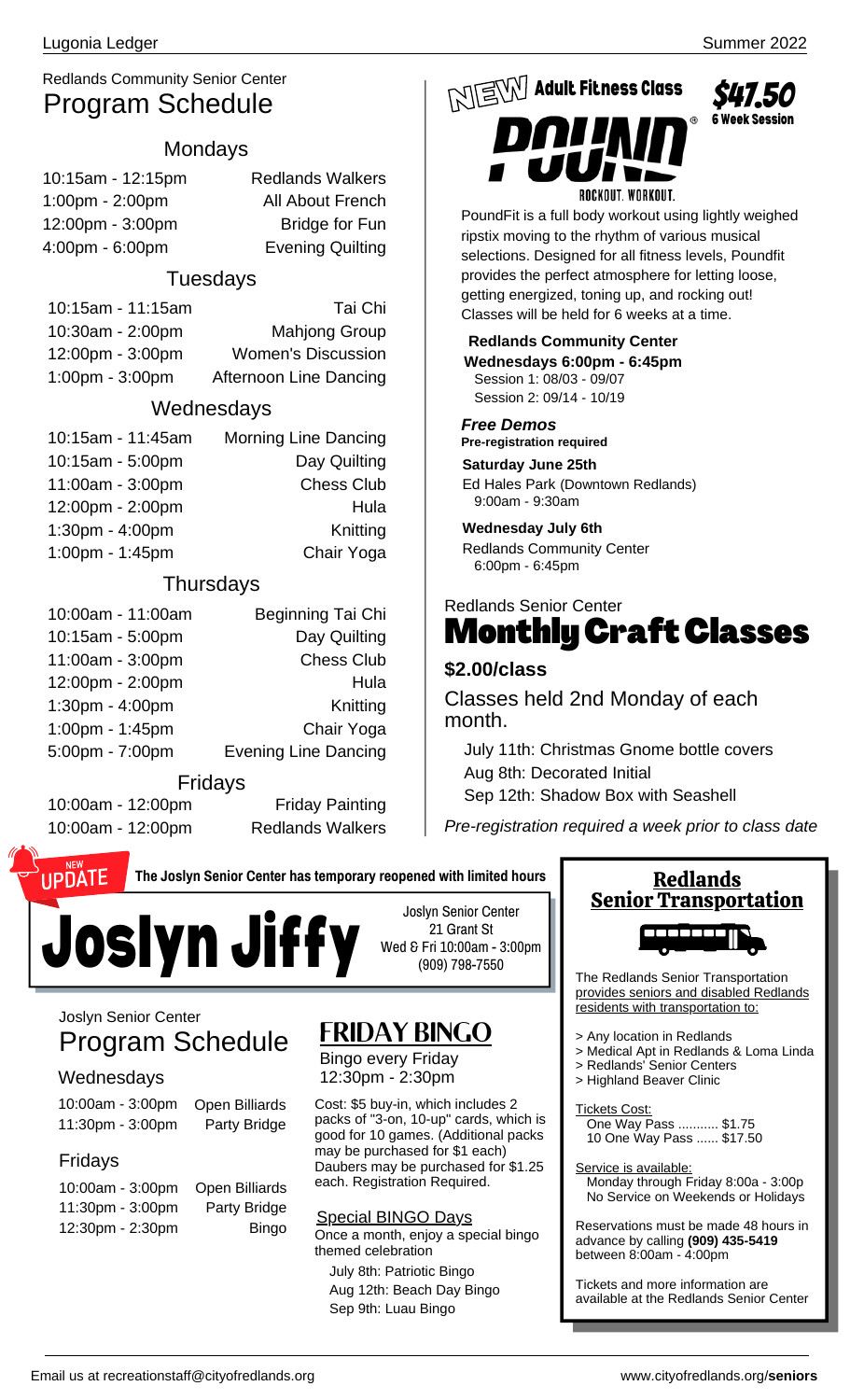## Redlands Community Senior Center
# Program Schedule

### Mondays

| | |
|---|---|
| 10:15am - 12:15pm | Redlands Walkers |
| 1:00pm - 2:00pm | All About French |
| 12:00pm - 3:00pm | Bridge for Fun |
| 4:00pm - 6:00pm | Evening Quilting |

### Tuesdays

| | |
|---|---|
| 10:15am - 11:15am | Tai Chi |
| 10:30am - 2:00pm | Mahjong Group |
| 12:00pm - 3:00pm | Women's Discussion |
| 1:00pm - 3:00pm | Afternoon Line Dancing |

### Wednesdays

| | |
|---|---|
| 10:15am - 11:45am | Morning Line Dancing |
| 10:15am - 5:00pm | Day Quilting |
| 11:00am - 3:00pm | Chess Club |
| 12:00pm - 2:00pm | Hula |
| 1:30pm - 4:00pm | Knitting |
| 1:00pm - 1:45pm | Chair Yoga |

### Thursdays

| | |
|---|---|
| 10:00am - 11:00am | Beginning Tai Chi |
| 10:15am - 5:00pm | Day Quilting |
| 11:00am - 3:00pm | Chess Club |
| 12:00pm - 2:00pm | Hula |
| 1:30pm - 4:00pm | Knitting |
| 1:00pm - 1:45pm | Chair Yoga |
| 5:00pm - 7:00pm | Evening Line Dancing |

### Fridays

| | |
|---|---|
| 10:00am - 12:00pm | Friday Painting |
| 10:00am - 12:00pm | Redlands Walkers |

## NEW Adult Fitness Class

# POUND®

ROCKOUT. WORKOUT.

**$47.50**
**6 Week Session**

PoundFit is a full body workout using lightly weighed ripstix moving to the rhythm of various musical selections. Designed for all fitness levels, Poundfit provides the perfect atmosphere for letting loose, getting energized, toning up, and rocking out! Classes will be held for 6 weeks at a time.

**Redlands Community Center**
**Wednesdays 6:00pm - 6:45pm**
Session 1: 08/03 - 09/07
Session 2: 09/14 - 10/19

***Free Demos***
**Pre-registration required**

**Saturday June 25th**
Ed Hales Park (Downtown Redlands)
9:00am - 9:30am

**Wednesday July 6th**
Redlands Community Center
6:00pm - 6:45pm

## Redlands Senior Center
# Monthly Craft Classes

**$2.00/class**

Classes held 2nd Monday of each month.

- July 11th: Christmas Gnome bottle covers
- Aug 8th: Decorated Initial
- Sep 12th: Shadow Box with Seashell

*Pre-registration required a week prior to class date*

---

**NEW UPDATE** **The Joslyn Senior Center has temporary reopened with limited hours**

# Joslyn Jiffy

Joslyn Senior Center
21 Grant St
Wed & Fri 10:00am - 3:00pm
(909) 798-7550

## Joslyn Senior Center
# Program Schedule

### Wednesdays

| | |
|---|---|
| 10:00am - 3:00pm | Open Billiards |
| 11:30pm - 3:00pm | Party Bridge |

### Fridays

| | |
|---|---|
| 10:00am - 3:00pm | Open Billiards |
| 11:30pm - 3:00pm | Party Bridge |
| 12:30pm - 2:30pm | Bingo |

## FRIDAY BINGO

Bingo every Friday
12:30pm - 2:30pm

Cost: $5 buy-in, which includes 2 packs of "3-on, 10-up" cards, which is good for 10 games. (Additional packs may be purchased for $1 each) Daubers may be purchased for $1.25 each. Registration Required.

Special BINGO Days

Once a month, enjoy a special bingo themed celebration

- July 8th: Patriotic Bingo
- Aug 12th: Beach Day Bingo
- Sep 9th: Luau Bingo

## Redlands Senior Transportation

The Redlands Senior Transportation provides seniors and disabled Redlands residents with transportation to:

- Any location in Redlands
- Medical Apt in Redlands & Loma Linda
- Redlands' Senior Centers
- Highland Beaver Clinic

Tickets Cost:
One Way Pass ........... $1.75
10 One Way Pass ...... $17.50

Service is available:
Monday through Friday 8:00a - 3:00p
No Service on Weekends or Holidays

Reservations must be made 48 hours in advance by calling **(909) 435-5419** between 8:00am - 4:00pm

Tickets and more information are available at the Redlands Senior Center

Email us at recreationstaff@cityofredlands.org

www.cityofredlands.org/**seniors**